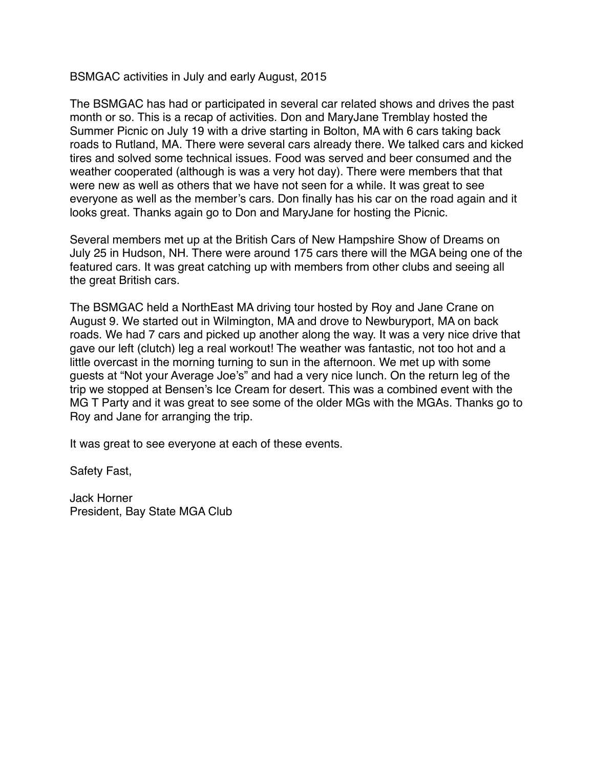BSMGAC activities in July and early August, 2015

The BSMGAC has had or participated in several car related shows and drives the past month or so. This is a recap of activities. Don and MaryJane Tremblay hosted the Summer Picnic on July 19 with a drive starting in Bolton, MA with 6 cars taking back roads to Rutland, MA. There were several cars already there. We talked cars and kicked tires and solved some technical issues. Food was served and beer consumed and the weather cooperated (although is was a very hot day). There were members that that were new as well as others that we have not seen for a while. It was great to see everyone as well as the member's cars. Don finally has his car on the road again and it looks great. Thanks again go to Don and MaryJane for hosting the Picnic.

Several members met up at the British Cars of New Hampshire Show of Dreams on July 25 in Hudson, NH. There were around 175 cars there will the MGA being one of the featured cars. It was great catching up with members from other clubs and seeing all the great British cars.

The BSMGAC held a NorthEast MA driving tour hosted by Roy and Jane Crane on August 9. We started out in Wilmington, MA and drove to Newburyport, MA on back roads. We had 7 cars and picked up another along the way. It was a very nice drive that gave our left (clutch) leg a real workout! The weather was fantastic, not too hot and a little overcast in the morning turning to sun in the afternoon. We met up with some guests at "Not your Average Joe's" and had a very nice lunch. On the return leg of the trip we stopped at Bensen's Ice Cream for desert. This was a combined event with the MG T Party and it was great to see some of the older MGs with the MGAs. Thanks go to Roy and Jane for arranging the trip.

It was great to see everyone at each of these events.

Safety Fast,

Jack Horner
President, Bay State MGA Club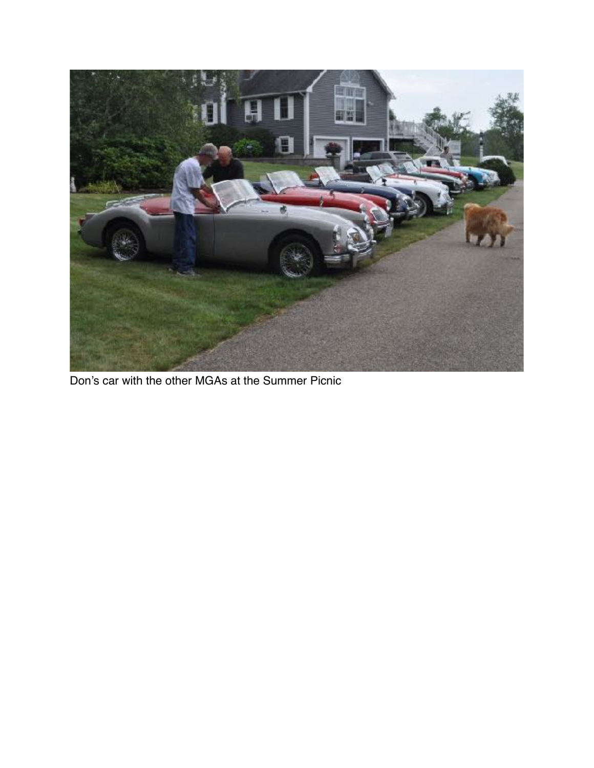Don’s car with the other MGAs at the Summer Picnic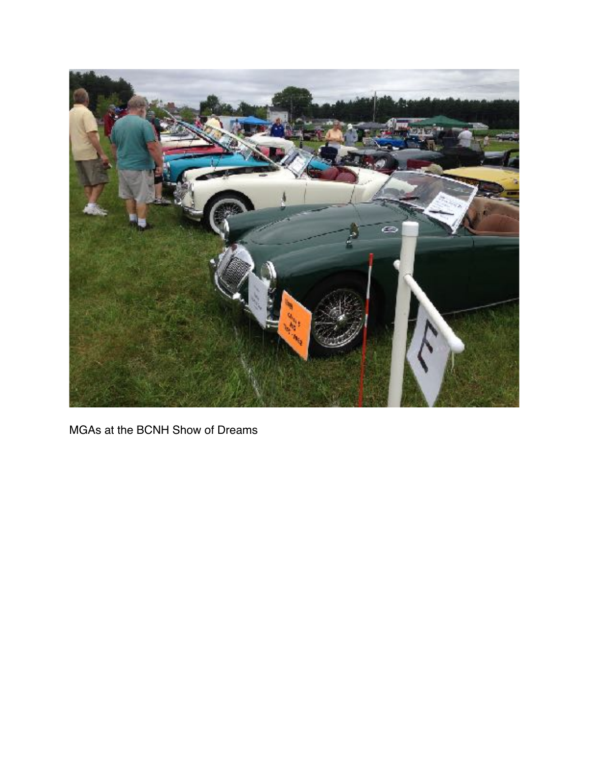MGAs at the BCNH Show of Dreams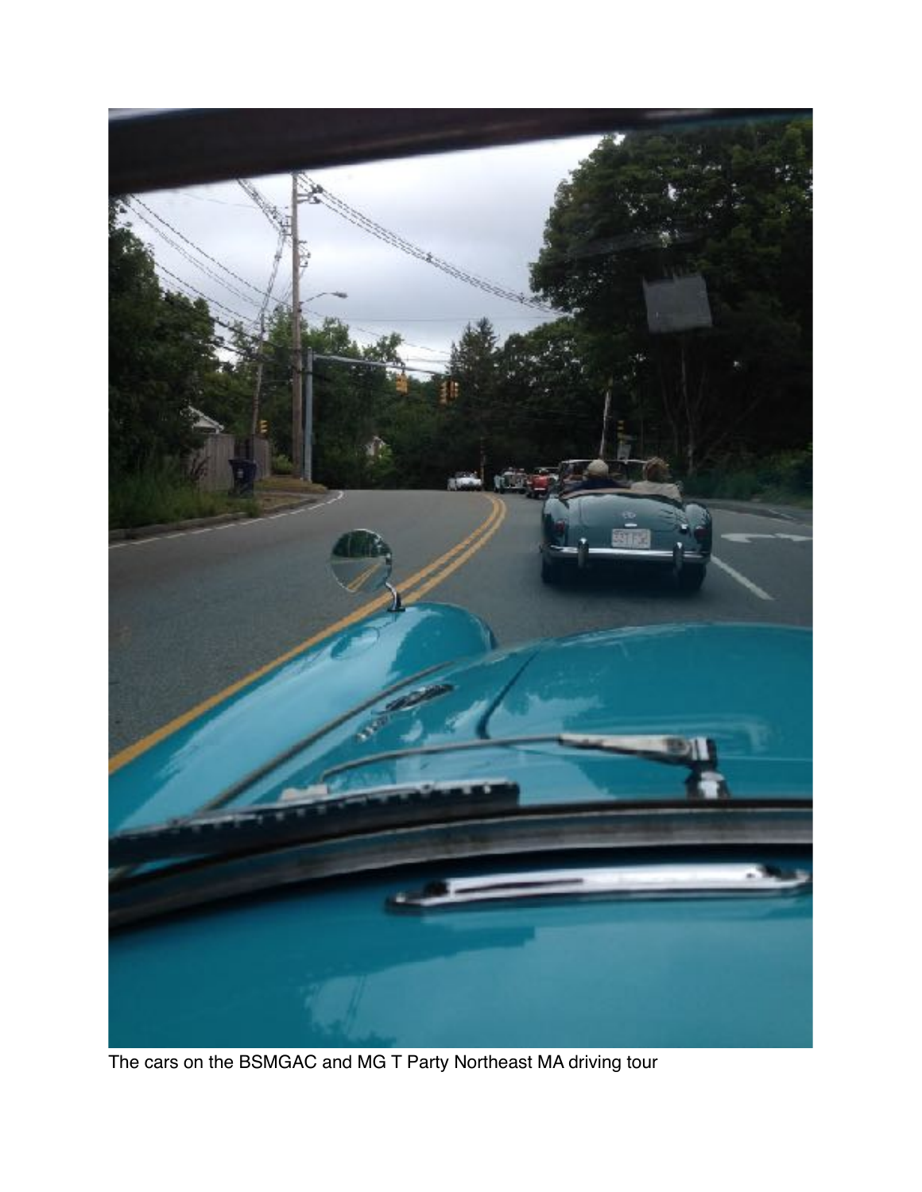The cars on the BSMGAC and MG T Party Northeast MA driving tour